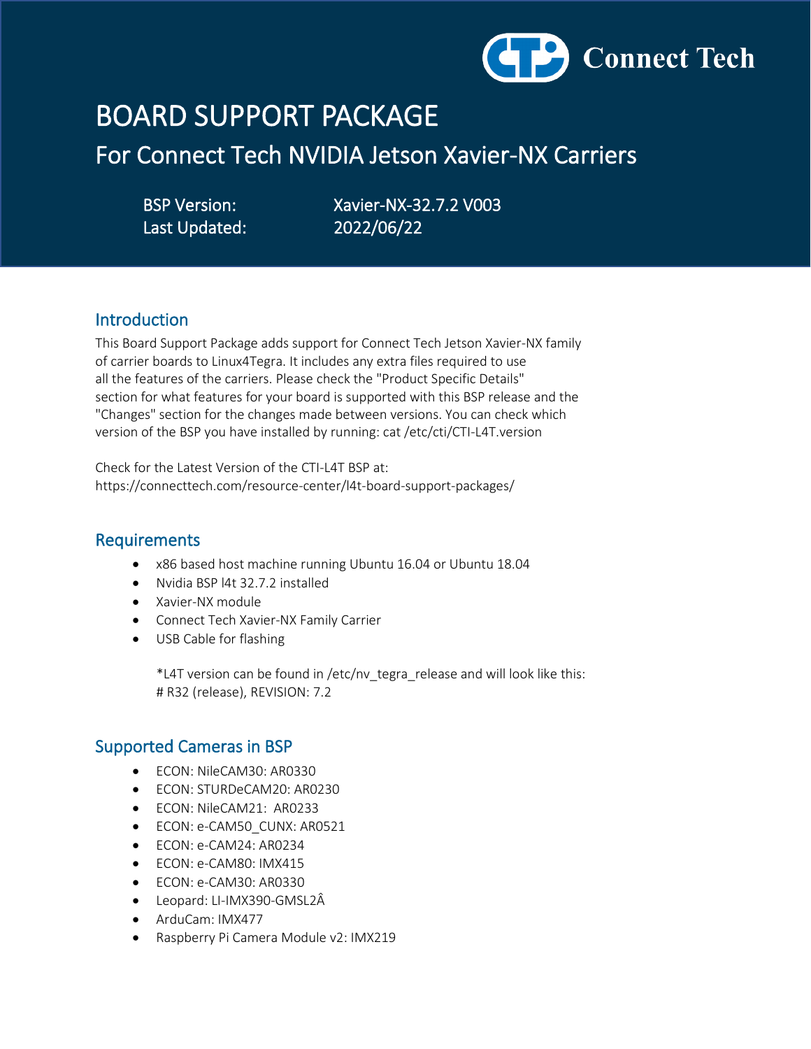Connect Tech

# BOARD SUPPORT PACKAGE

## For Connect Tech NVIDIA Jetson Xavier-NX Carriers

BSP Version: Xavier-NX-32.7.2 V003
Last Updated: 2022/06/22

## Introduction

This Board Support Package adds support for Connect Tech Jetson Xavier-NX family of carrier boards to Linux4Tegra. It includes any extra files required to use all the features of the carriers. Please check the "Product Specific Details" section for what features for your board is supported with this BSP release and the "Changes" section for the changes made between versions. You can check which version of the BSP you have installed by running: cat /etc/cti/CTI-L4T.version

Check for the Latest Version of the CTI-L4T BSP at:
https://connecttech.com/resource-center/l4t-board-support-packages/

## Requirements

- x86 based host machine running Ubuntu 16.04 or Ubuntu 18.04
- Nvidia BSP l4t 32.7.2 installed
- Xavier-NX module
- Connect Tech Xavier-NX Family Carrier
- USB Cable for flashing

*L4T version can be found in /etc/nv_tegra_release and will look like this:
# R32 (release), REVISION: 7.2

## Supported Cameras in BSP

- ECON: NileCAM30: AR0330
- ECON: STURDeCAM20: AR0230
- ECON: NileCAM21: AR0233
- ECON: e-CAM50_CUNX: AR0521
- ECON: e-CAM24: AR0234
- ECON: e-CAM80: IMX415
- ECON: e-CAM30: AR0330
- Leopard: LI-IMX390-GMSL2Â
- ArduCam: IMX477
- Raspberry Pi Camera Module v2: IMX219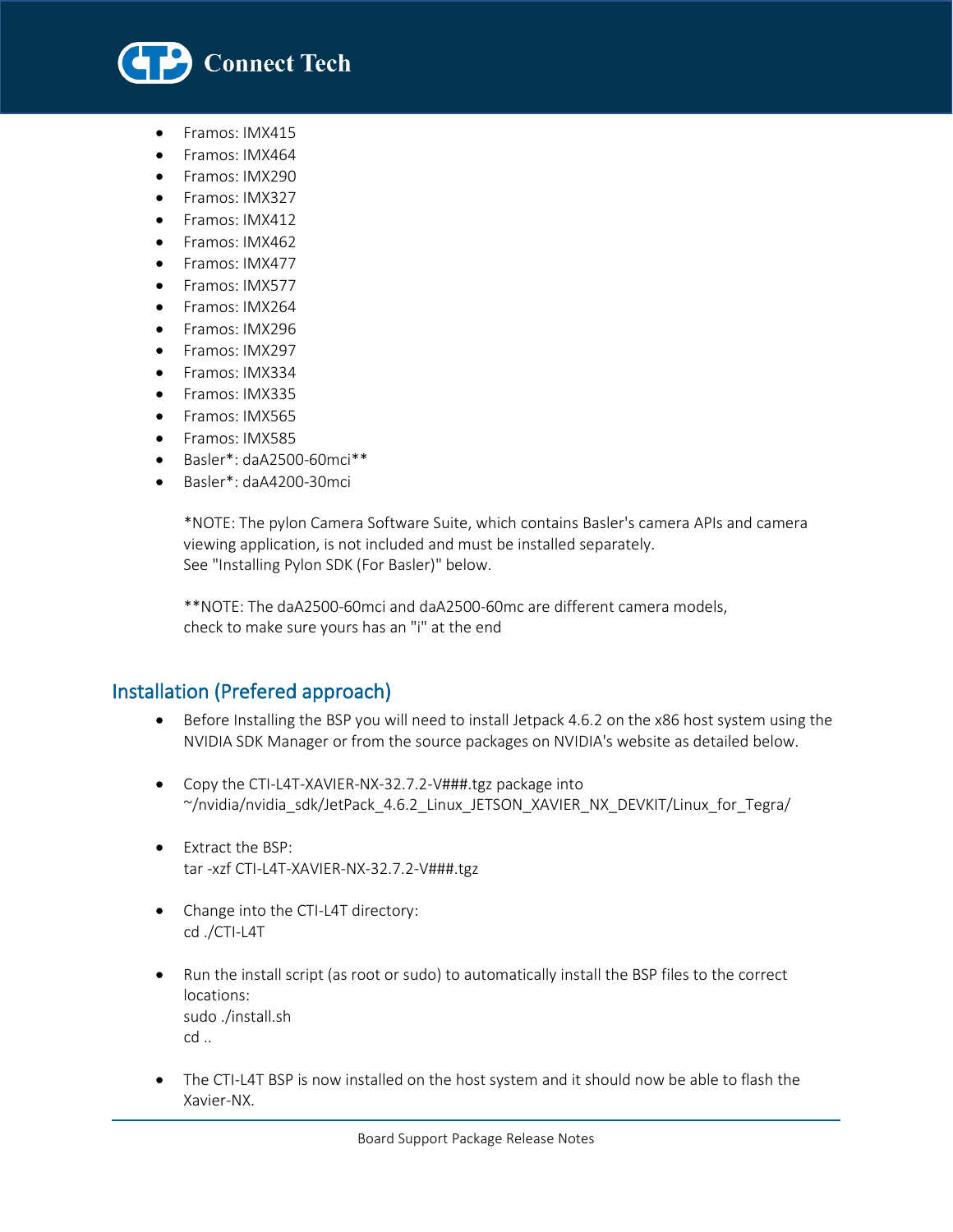- Framos: IMX415
- Framos: IMX464
- Framos: IMX290
- Framos: IMX327
- Framos: IMX412
- Framos: IMX462
- Framos: IMX477
- Framos: IMX577
- Framos: IMX264
- Framos: IMX296
- Framos: IMX297
- Framos: IMX334
- Framos: IMX335
- Framos: IMX565
- Framos: IMX585
- Basler*: daA2500-60mci**
- Basler*: daA4200-30mci

  *NOTE: The pylon Camera Software Suite, which contains Basler's camera APIs and camera viewing application, is not included and must be installed separately.
  See "Installing Pylon SDK (For Basler)" below.

  **NOTE: The daA2500-60mci and daA2500-60mc are different camera models, check to make sure yours has an "i" at the end

## Installation (Prefered approach)

- Before Installing the BSP you will need to install Jetpack 4.6.2 on the x86 host system using the NVIDIA SDK Manager or from the source packages on NVIDIA's website as detailed below.

- Copy the CTI-L4T-XAVIER-NX-32.7.2-V###.tgz package into
  ~/nvidia/nvidia_sdk/JetPack_4.6.2_Linux_JETSON_XAVIER_NX_DEVKIT/Linux_for_Tegra/

- Extract the BSP:
  tar -xzf CTI-L4T-XAVIER-NX-32.7.2-V###.tgz

- Change into the CTI-L4T directory:
  cd ./CTI-L4T

- Run the install script (as root or sudo) to automatically install the BSP files to the correct locations:
  sudo ./install.sh
  cd ..

- The CTI-L4T BSP is now installed on the host system and it should now be able to flash the Xavier-NX.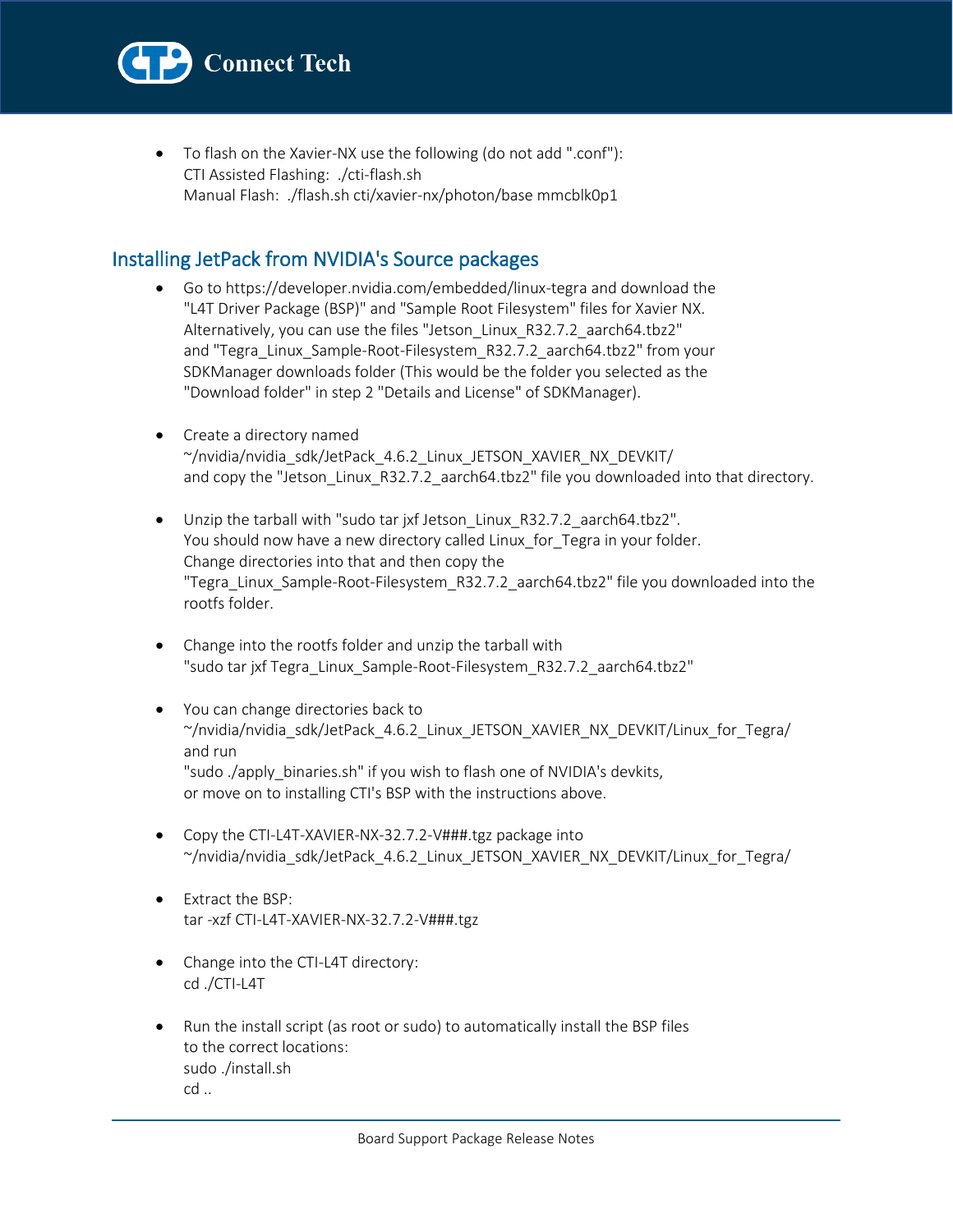- To flash on the Xavier-NX use the following (do not add ".conf"):
  CTI Assisted Flashing: ./cti-flash.sh
  Manual Flash: ./flash.sh cti/xavier-nx/photon/base mmcblk0p1

## Installing JetPack from NVIDIA's Source packages

- Go to https://developer.nvidia.com/embedded/linux-tegra and download the "L4T Driver Package (BSP)" and "Sample Root Filesystem" files for Xavier NX. Alternatively, you can use the files "Jetson_Linux_R32.7.2_aarch64.tbz2" and "Tegra_Linux_Sample-Root-Filesystem_R32.7.2_aarch64.tbz2" from your SDKManager downloads folder (This would be the folder you selected as the "Download folder" in step 2 "Details and License" of SDKManager).

- Create a directory named
  ~/nvidia/nvidia_sdk/JetPack_4.6.2_Linux_JETSON_XAVIER_NX_DEVKIT/
  and copy the "Jetson_Linux_R32.7.2_aarch64.tbz2" file you downloaded into that directory.

- Unzip the tarball with "sudo tar jxf Jetson_Linux_R32.7.2_aarch64.tbz2".
  You should now have a new directory called Linux_for_Tegra in your folder.
  Change directories into that and then copy the "Tegra_Linux_Sample-Root-Filesystem_R32.7.2_aarch64.tbz2" file you downloaded into the rootfs folder.

- Change into the rootfs folder and unzip the tarball with
  "sudo tar jxf Tegra_Linux_Sample-Root-Filesystem_R32.7.2_aarch64.tbz2"

- You can change directories back to
  ~/nvidia/nvidia_sdk/JetPack_4.6.2_Linux_JETSON_XAVIER_NX_DEVKIT/Linux_for_Tegra/
  and run
  "sudo ./apply_binaries.sh" if you wish to flash one of NVIDIA's devkits,
  or move on to installing CTI's BSP with the instructions above.

- Copy the CTI-L4T-XAVIER-NX-32.7.2-V###.tgz package into
  ~/nvidia/nvidia_sdk/JetPack_4.6.2_Linux_JETSON_XAVIER_NX_DEVKIT/Linux_for_Tegra/

- Extract the BSP:
  tar -xzf CTI-L4T-XAVIER-NX-32.7.2-V###.tgz

- Change into the CTI-L4T directory:
  cd ./CTI-L4T

- Run the install script (as root or sudo) to automatically install the BSP files to the correct locations:
  sudo ./install.sh
  cd ..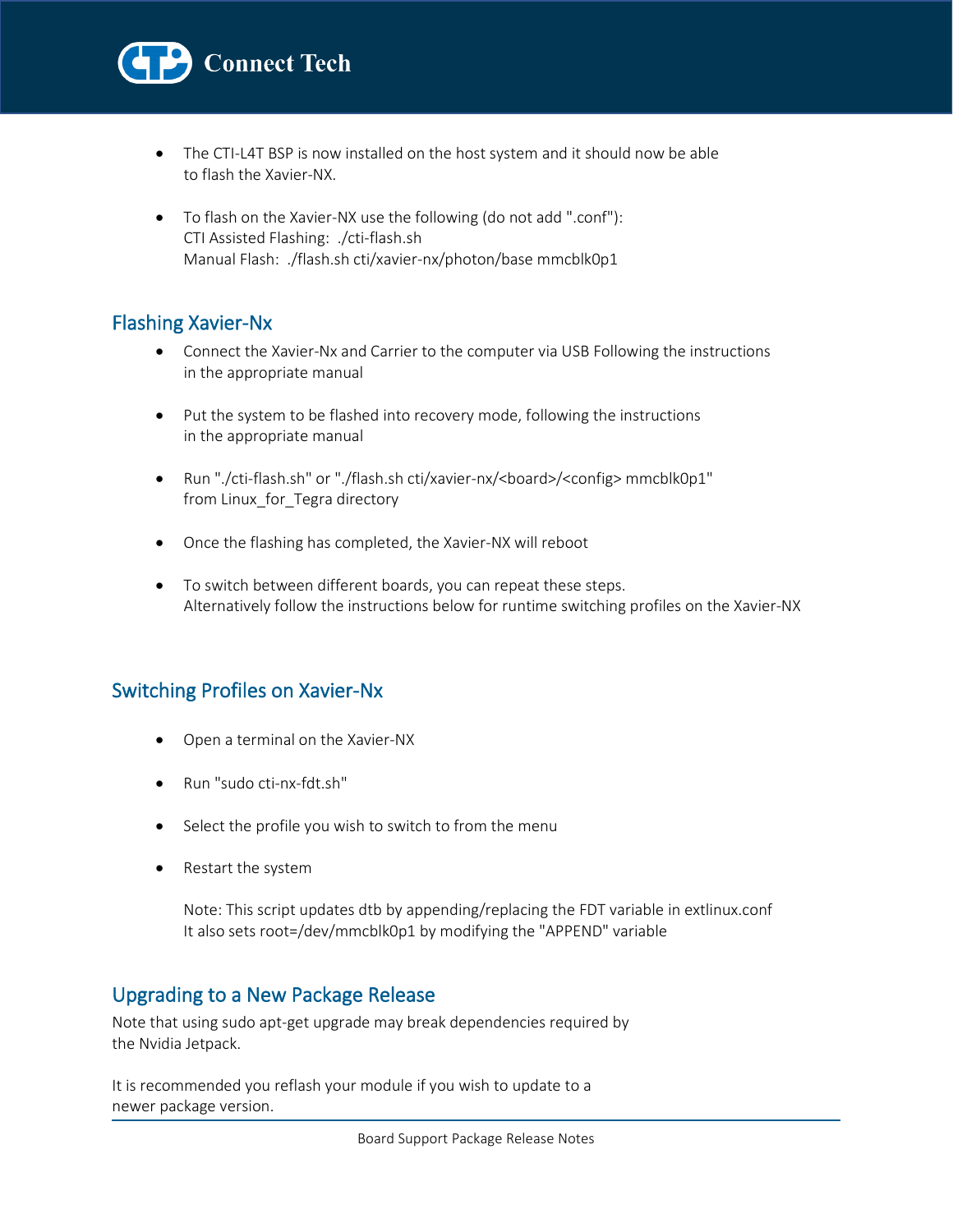- The CTI-L4T BSP is now installed on the host system and it should now be able to flash the Xavier-NX.

- To flash on the Xavier-NX use the following (do not add ".conf"):
  CTI Assisted Flashing:  ./cti-flash.sh
  Manual Flash:  ./flash.sh cti/xavier-nx/photon/base mmcblk0p1

## Flashing Xavier-Nx

- Connect the Xavier-Nx and Carrier to the computer via USB Following the instructions in the appropriate manual

- Put the system to be flashed into recovery mode, following the instructions in the appropriate manual

- Run "./cti-flash.sh" or "./flash.sh cti/xavier-nx/<board>/<config> mmcblk0p1" from Linux_for_Tegra directory

- Once the flashing has completed, the Xavier-NX will reboot

- To switch between different boards, you can repeat these steps.
  Alternatively follow the instructions below for runtime switching profiles on the Xavier-NX

## Switching Profiles on Xavier-Nx

- Open a terminal on the Xavier-NX

- Run "sudo cti-nx-fdt.sh"

- Select the profile you wish to switch to from the menu

- Restart the system

  Note: This script updates dtb by appending/replacing the FDT variable in extlinux.conf
  It also sets root=/dev/mmcblk0p1 by modifying the "APPEND" variable

## Upgrading to a New Package Release

Note that using sudo apt-get upgrade may break dependencies required by the Nvidia Jetpack.

It is recommended you reflash your module if you wish to update to a newer package version.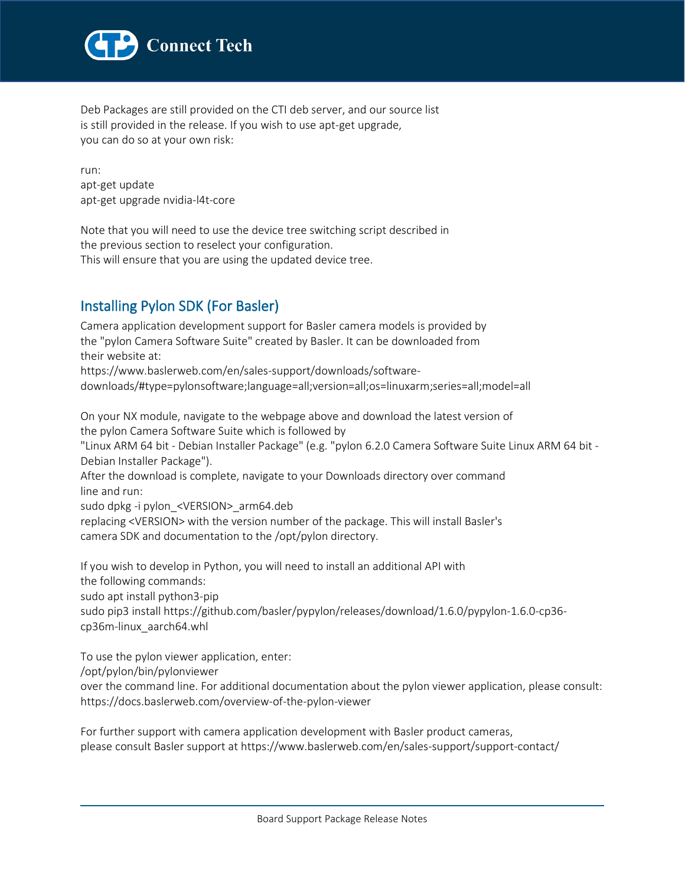Deb Packages are still provided on the CTI deb server, and our source list is still provided in the release. If you wish to use apt-get upgrade, you can do so at your own risk:

run:
apt-get update
apt-get upgrade nvidia-l4t-core

Note that you will need to use the device tree switching script described in the previous section to reselect your configuration.
This will ensure that you are using the updated device tree.

## Installing Pylon SDK (For Basler)

Camera application development support for Basler camera models is provided by the "pylon Camera Software Suite" created by Basler. It can be downloaded from their website at:
https://www.baslerweb.com/en/sales-support/downloads/software-downloads/#type=pylonsoftware;language=all;version=all;os=linuxarm;series=all;model=all

On your NX module, navigate to the webpage above and download the latest version of the pylon Camera Software Suite which is followed by "Linux ARM 64 bit - Debian Installer Package" (e.g. "pylon 6.2.0 Camera Software Suite Linux ARM 64 bit - Debian Installer Package").
After the download is complete, navigate to your Downloads directory over command line and run:
sudo dpkg -i pylon_<VERSION>_arm64.deb
replacing <VERSION> with the version number of the package. This will install Basler's camera SDK and documentation to the /opt/pylon directory.

If you wish to develop in Python, you will need to install an additional API with the following commands:
sudo apt install python3-pip
sudo pip3 install https://github.com/basler/pypylon/releases/download/1.6.0/pypylon-1.6.0-cp36-cp36m-linux_aarch64.whl

To use the pylon viewer application, enter:
/opt/pylon/bin/pylonviewer
over the command line. For additional documentation about the pylon viewer application, please consult:
https://docs.baslerweb.com/overview-of-the-pylon-viewer

For further support with camera application development with Basler product cameras, please consult Basler support at https://www.baslerweb.com/en/sales-support/support-contact/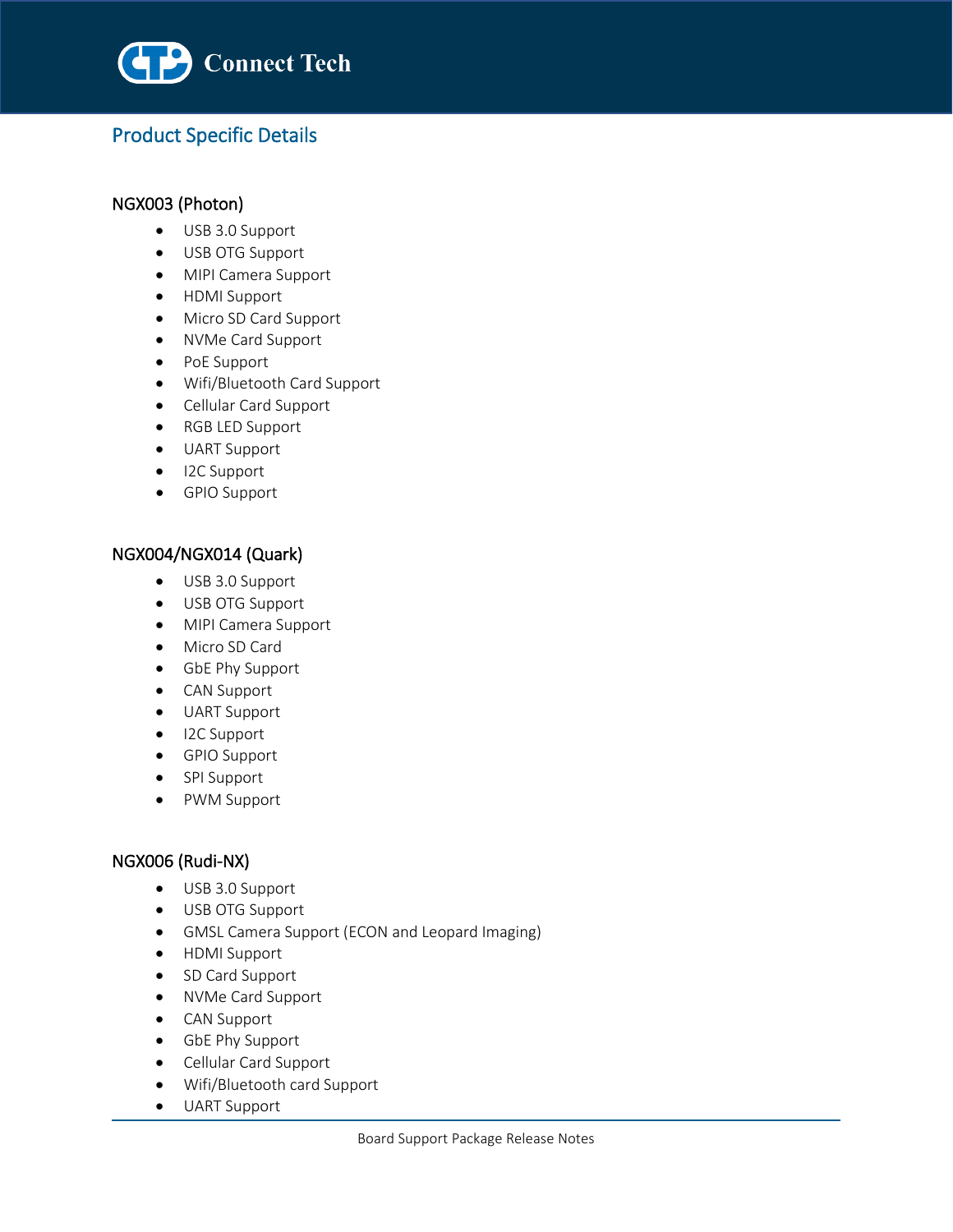## Product Specific Details

### NGX003 (Photon)

- USB 3.0 Support
- USB OTG Support
- MIPI Camera Support
- HDMI Support
- Micro SD Card Support
- NVMe Card Support
- PoE Support
- Wifi/Bluetooth Card Support
- Cellular Card Support
- RGB LED Support
- UART Support
- I2C Support
- GPIO Support

### NGX004/NGX014 (Quark)

- USB 3.0 Support
- USB OTG Support
- MIPI Camera Support
- Micro SD Card
- GbE Phy Support
- CAN Support
- UART Support
- I2C Support
- GPIO Support
- SPI Support
- PWM Support

### NGX006 (Rudi-NX)

- USB 3.0 Support
- USB OTG Support
- GMSL Camera Support (ECON and Leopard Imaging)
- HDMI Support
- SD Card Support
- NVMe Card Support
- CAN Support
- GbE Phy Support
- Cellular Card Support
- Wifi/Bluetooth card Support
- UART Support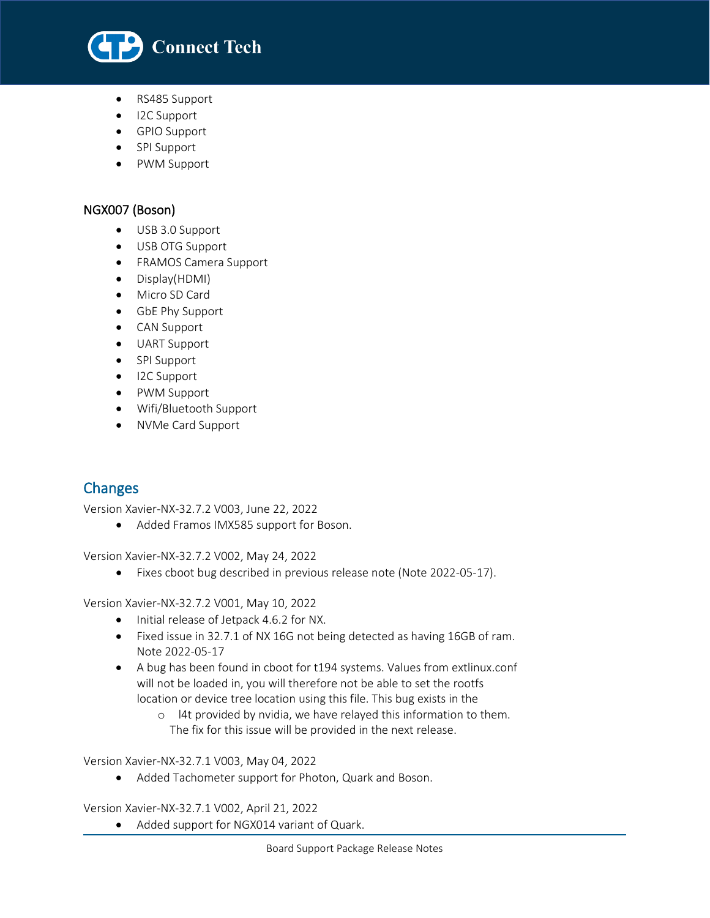- RS485 Support
- I2C Support
- GPIO Support
- SPI Support
- PWM Support

### NGX007 (Boson)

- USB 3.0 Support
- USB OTG Support
- FRAMOS Camera Support
- Display(HDMI)
- Micro SD Card
- GbE Phy Support
- CAN Support
- UART Support
- SPI Support
- I2C Support
- PWM Support
- Wifi/Bluetooth Support
- NVMe Card Support

## Changes

Version Xavier-NX-32.7.2 V003, June 22, 2022

- Added Framos IMX585 support for Boson.

Version Xavier-NX-32.7.2 V002, May 24, 2022

- Fixes cboot bug described in previous release note (Note 2022-05-17).

Version Xavier-NX-32.7.2 V001, May 10, 2022

- Initial release of Jetpack 4.6.2 for NX.
- Fixed issue in 32.7.1 of NX 16G not being detected as having 16GB of ram. Note 2022-05-17
- A bug has been found in cboot for t194 systems. Values from extlinux.conf will not be loaded in, you will therefore not be able to set the rootfs location or device tree location using this file. This bug exists in the
    - l4t provided by nvidia, we have relayed this information to them. The fix for this issue will be provided in the next release.

Version Xavier-NX-32.7.1 V003, May 04, 2022

- Added Tachometer support for Photon, Quark and Boson.

Version Xavier-NX-32.7.1 V002, April 21, 2022

- Added support for NGX014 variant of Quark.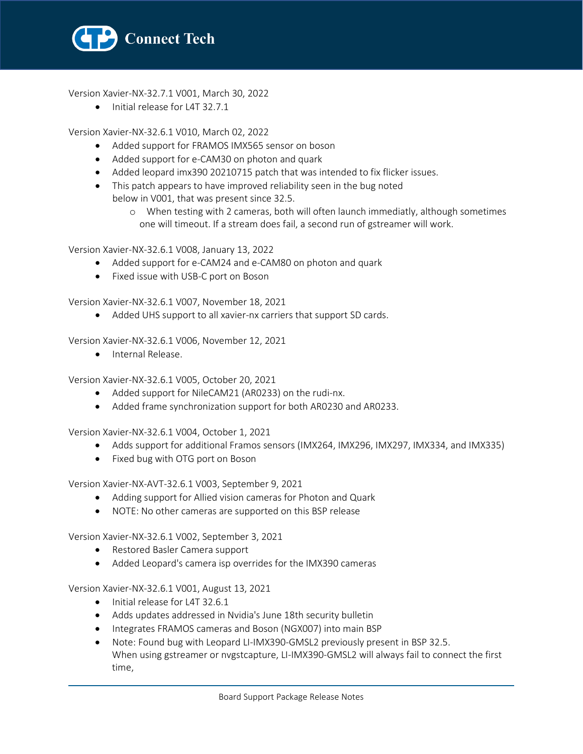Version Xavier-NX-32.7.1 V001, March 30, 2022

- Initial release for L4T 32.7.1

Version Xavier-NX-32.6.1 V010, March 02, 2022

- Added support for FRAMOS IMX565 sensor on boson
- Added support for e-CAM30 on photon and quark
- Added leopard imx390 20210715 patch that was intended to fix flicker issues.
- This patch appears to have improved reliability seen in the bug noted below in V001, that was present since 32.5.
    - When testing with 2 cameras, both will often launch immediatly, although sometimes one will timeout. If a stream does fail, a second run of gstreamer will work.

Version Xavier-NX-32.6.1 V008, January 13, 2022

- Added support for e-CAM24 and e-CAM80 on photon and quark
- Fixed issue with USB-C port on Boson

Version Xavier-NX-32.6.1 V007, November 18, 2021

- Added UHS support to all xavier-nx carriers that support SD cards.

Version Xavier-NX-32.6.1 V006, November 12, 2021

- Internal Release.

Version Xavier-NX-32.6.1 V005, October 20, 2021

- Added support for NileCAM21 (AR0233) on the rudi-nx.
- Added frame synchronization support for both AR0230 and AR0233.

Version Xavier-NX-32.6.1 V004, October 1, 2021

- Adds support for additional Framos sensors (IMX264, IMX296, IMX297, IMX334, and IMX335)
- Fixed bug with OTG port on Boson

Version Xavier-NX-AVT-32.6.1 V003, September 9, 2021

- Adding support for Allied vision cameras for Photon and Quark
- NOTE: No other cameras are supported on this BSP release

Version Xavier-NX-32.6.1 V002, September 3, 2021

- Restored Basler Camera support
- Added Leopard's camera isp overrides for the IMX390 cameras

Version Xavier-NX-32.6.1 V001, August 13, 2021

- Initial release for L4T 32.6.1
- Adds updates addressed in Nvidia's June 18th security bulletin
- Integrates FRAMOS cameras and Boson (NGX007) into main BSP
- Note: Found bug with Leopard LI-IMX390-GMSL2 previously present in BSP 32.5. When using gstreamer or nvgstcapture, LI-IMX390-GMSL2 will always fail to connect the first time,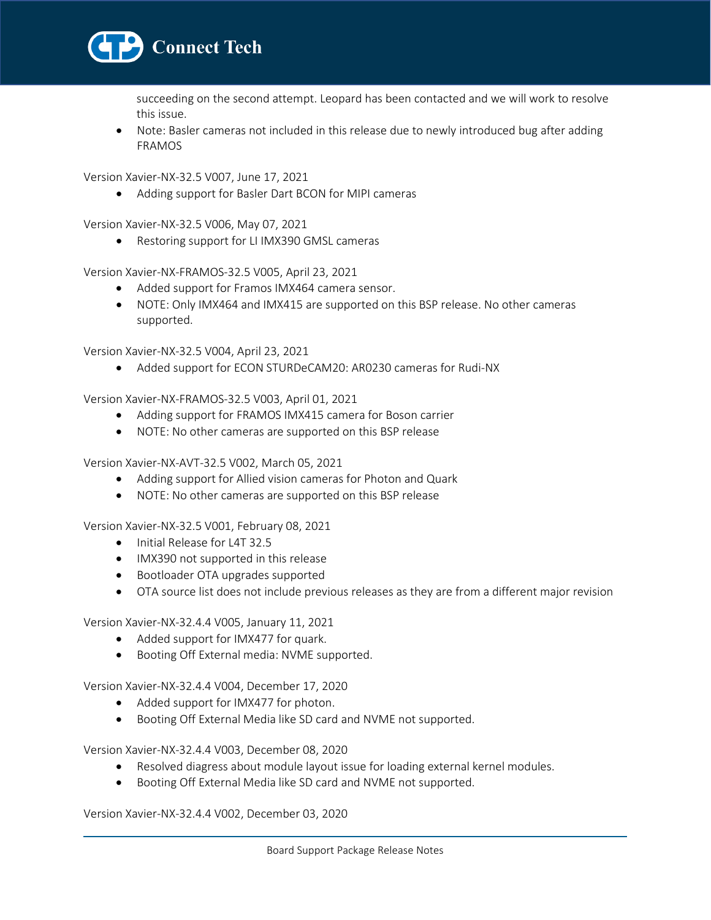succeeding on the second attempt. Leopard has been contacted and we will work to resolve this issue.

- Note: Basler cameras not included in this release due to newly introduced bug after adding FRAMOS

Version Xavier-NX-32.5 V007, June 17, 2021

- Adding support for Basler Dart BCON for MIPI cameras

Version Xavier-NX-32.5 V006, May 07, 2021

- Restoring support for LI IMX390 GMSL cameras

Version Xavier-NX-FRAMOS-32.5 V005, April 23, 2021

- Added support for Framos IMX464 camera sensor.
- NOTE: Only IMX464 and IMX415 are supported on this BSP release. No other cameras supported.

Version Xavier-NX-32.5 V004, April 23, 2021

- Added support for ECON STURDeCAM20: AR0230 cameras for Rudi-NX

Version Xavier-NX-FRAMOS-32.5 V003, April 01, 2021

- Adding support for FRAMOS IMX415 camera for Boson carrier
- NOTE: No other cameras are supported on this BSP release

Version Xavier-NX-AVT-32.5 V002, March 05, 2021

- Adding support for Allied vision cameras for Photon and Quark
- NOTE: No other cameras are supported on this BSP release

Version Xavier-NX-32.5 V001, February 08, 2021

- Initial Release for L4T 32.5
- IMX390 not supported in this release
- Bootloader OTA upgrades supported
- OTA source list does not include previous releases as they are from a different major revision

Version Xavier-NX-32.4.4 V005, January 11, 2021

- Added support for IMX477 for quark.
- Booting Off External media: NVME supported.

Version Xavier-NX-32.4.4 V004, December 17, 2020

- Added support for IMX477 for photon.
- Booting Off External Media like SD card and NVME not supported.

Version Xavier-NX-32.4.4 V003, December 08, 2020

- Resolved diagress about module layout issue for loading external kernel modules.
- Booting Off External Media like SD card and NVME not supported.

Version Xavier-NX-32.4.4 V002, December 03, 2020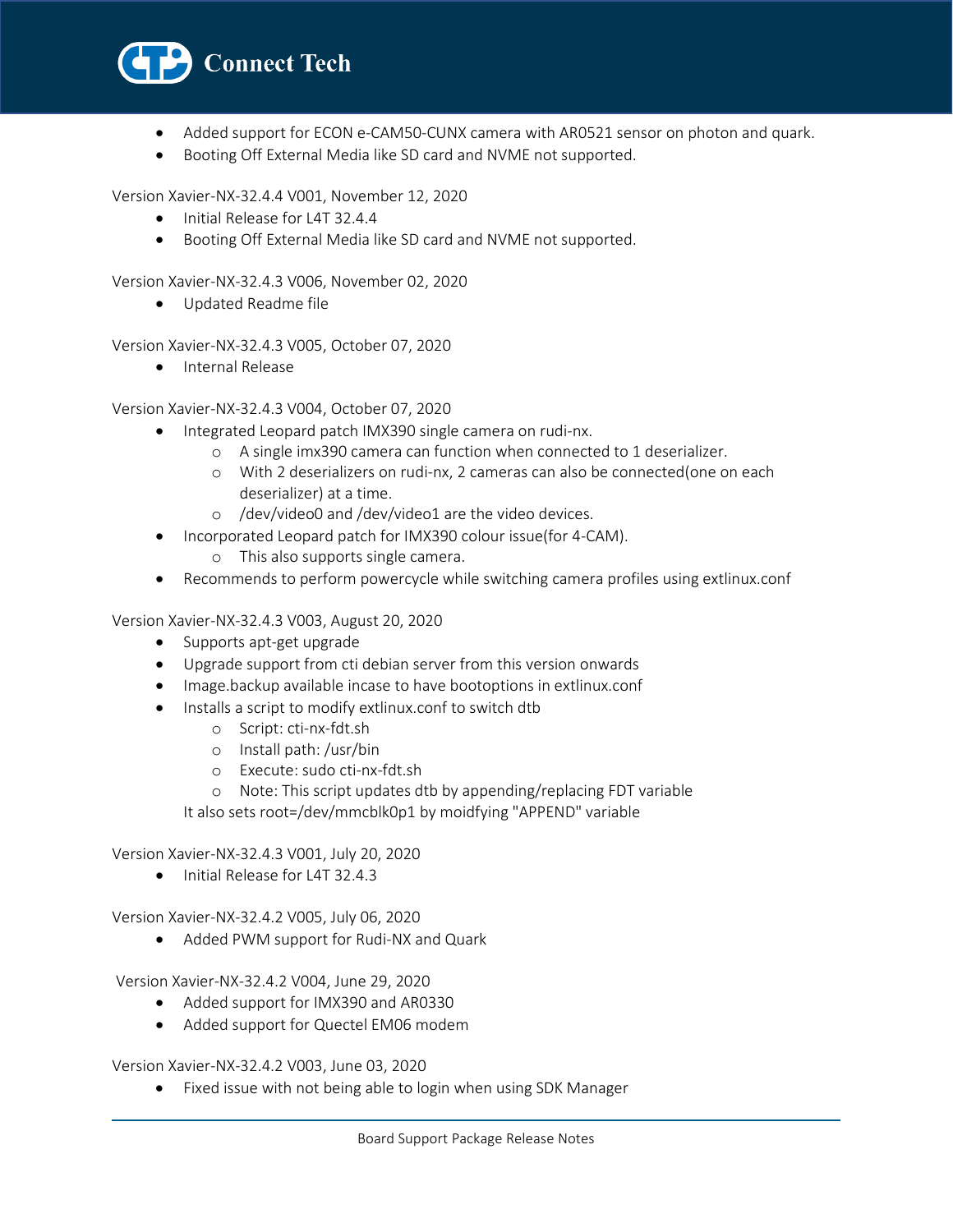- Added support for ECON e-CAM50-CUNX camera with AR0521 sensor on photon and quark.
- Booting Off External Media like SD card and NVME not supported.

Version Xavier-NX-32.4.4 V001, November 12, 2020

- Initial Release for L4T 32.4.4
- Booting Off External Media like SD card and NVME not supported.

Version Xavier-NX-32.4.3 V006, November 02, 2020

- Updated Readme file

Version Xavier-NX-32.4.3 V005, October 07, 2020

- Internal Release

Version Xavier-NX-32.4.3 V004, October 07, 2020

- Integrated Leopard patch IMX390 single camera on rudi-nx.
    - A single imx390 camera can function when connected to 1 deserializer.
    - With 2 deserializers on rudi-nx, 2 cameras can also be connected(one on each deserializer) at a time.
    - /dev/video0 and /dev/video1 are the video devices.
- Incorporated Leopard patch for IMX390 colour issue(for 4-CAM).
    - This also supports single camera.
- Recommends to perform powercycle while switching camera profiles using extlinux.conf

Version Xavier-NX-32.4.3 V003, August 20, 2020

- Supports apt-get upgrade
- Upgrade support from cti debian server from this version onwards
- Image.backup available incase to have bootoptions in extlinux.conf
- Installs a script to modify extlinux.conf to switch dtb
    - Script: cti-nx-fdt.sh
    - Install path: /usr/bin
    - Execute: sudo cti-nx-fdt.sh
    - Note: This script updates dtb by appending/replacing FDT variable

  It also sets root=/dev/mmcblk0p1 by moidfying "APPEND" variable

Version Xavier-NX-32.4.3 V001, July 20, 2020

- Initial Release for L4T 32.4.3

Version Xavier-NX-32.4.2 V005, July 06, 2020

- Added PWM support for Rudi-NX and Quark

Version Xavier-NX-32.4.2 V004, June 29, 2020

- Added support for IMX390 and AR0330
- Added support for Quectel EM06 modem

Version Xavier-NX-32.4.2 V003, June 03, 2020

- Fixed issue with not being able to login when using SDK Manager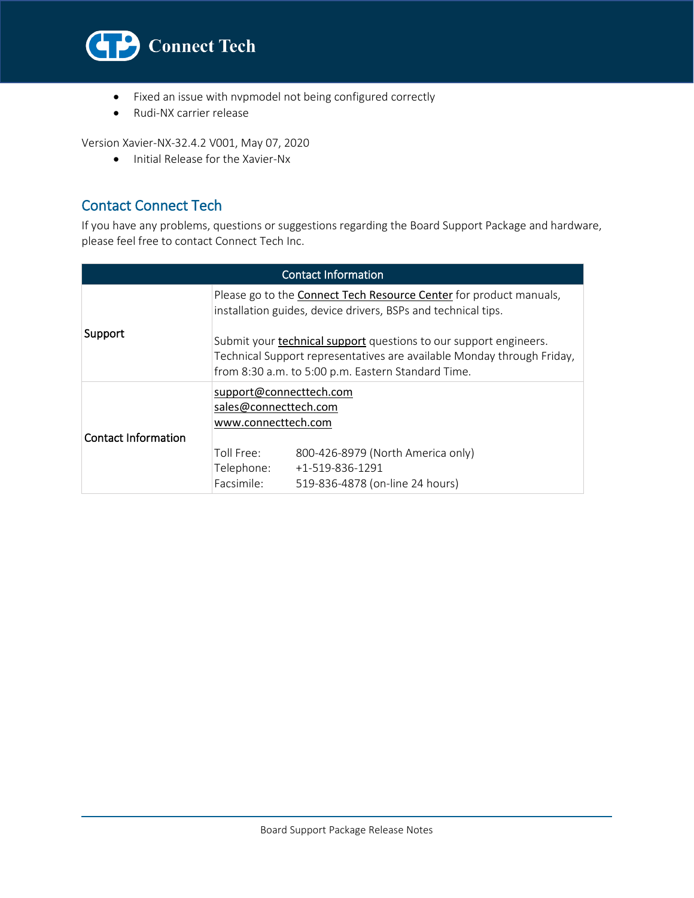- Fixed an issue with nvpmodel not being configured correctly
- Rudi-NX carrier release

Version Xavier-NX-32.4.2 V001, May 07, 2020

- Initial Release for the Xavier-Nx

## Contact Connect Tech

If you have any problems, questions or suggestions regarding the Board Support Package and hardware, please feel free to contact Connect Tech Inc.

| Contact Information | |
|---|---|
| Support | Please go to the Connect Tech Resource Center for product manuals, installation guides, device drivers, BSPs and technical tips.<br><br>Submit your technical support questions to our support engineers. Technical Support representatives are available Monday through Friday, from 8:30 a.m. to 5:00 p.m. Eastern Standard Time. |
| Contact Information | support@connecttech.com<br>sales@connecttech.com<br>www.connecttech.com<br><br>Toll Free: 800-426-8979 (North America only)<br>Telephone: +1-519-836-1291<br>Facsimile: 519-836-4878 (on-line 24 hours) |